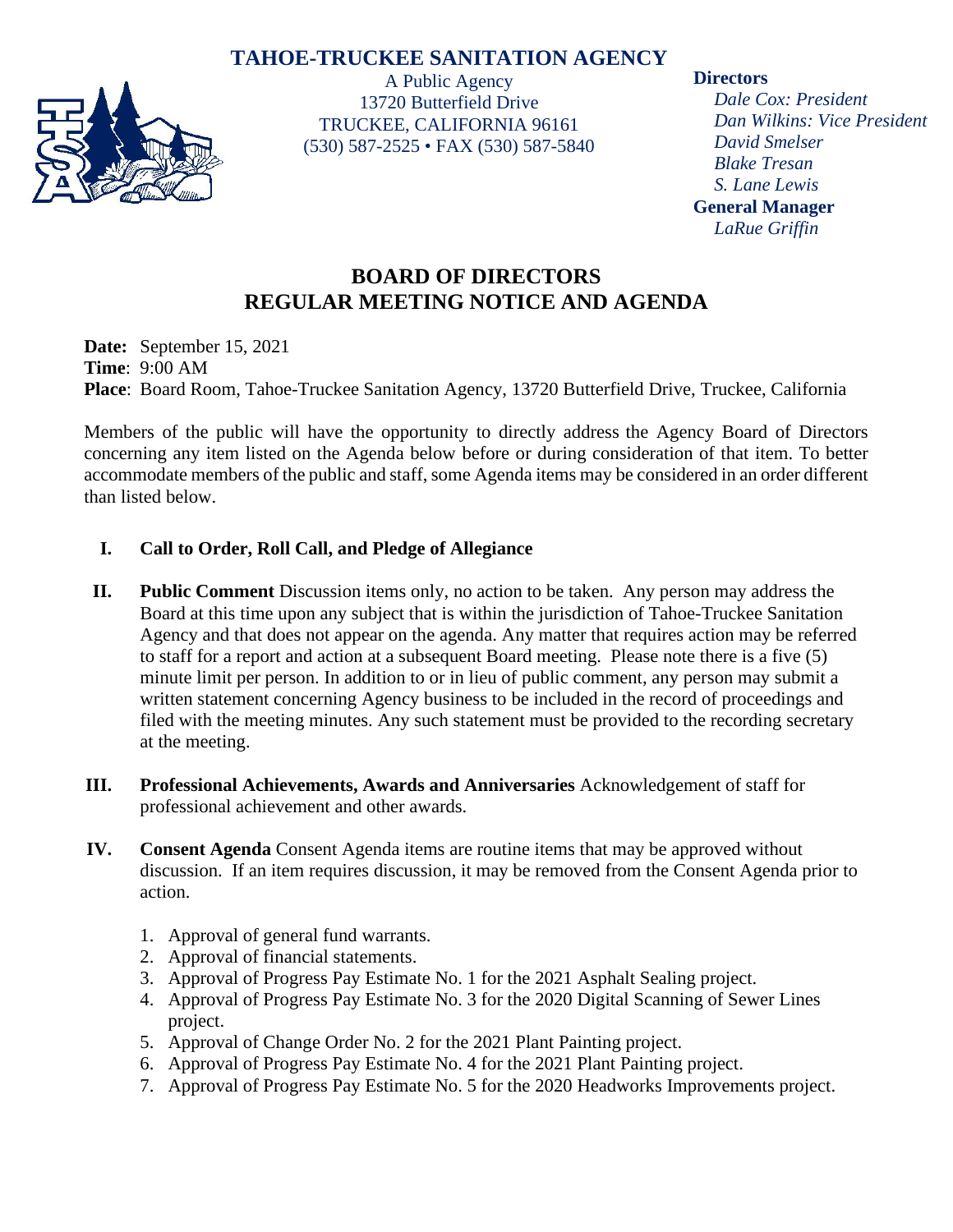# TAHOE-TRUCKEE SANITATION AGENCY

A Public Agency
13720 Butterfield Drive
TRUCKEE, CALIFORNIA 96161
(530) 587-2525 • FAX (530) 587-5840

**Directors**
*Dale Cox: President*
*Dan Wilkins: Vice President*
*David Smelser*
*Blake Tresan*
*S. Lane Lewis*
**General Manager**
*LaRue Griffin*

## BOARD OF DIRECTORS
## REGULAR MEETING NOTICE AND AGENDA

**Date:** September 15, 2021
**Time**: 9:00 AM
**Place**: Board Room, Tahoe-Truckee Sanitation Agency, 13720 Butterfield Drive, Truckee, California

Members of the public will have the opportunity to directly address the Agency Board of Directors concerning any item listed on the Agenda below before or during consideration of that item. To better accommodate members of the public and staff, some Agenda items may be considered in an order different than listed below.

**I. Call to Order, Roll Call, and Pledge of Allegiance**

**II. Public Comment** Discussion items only, no action to be taken. Any person may address the Board at this time upon any subject that is within the jurisdiction of Tahoe-Truckee Sanitation Agency and that does not appear on the agenda. Any matter that requires action may be referred to staff for a report and action at a subsequent Board meeting. Please note there is a five (5) minute limit per person. In addition to or in lieu of public comment, any person may submit a written statement concerning Agency business to be included in the record of proceedings and filed with the meeting minutes. Any such statement must be provided to the recording secretary at the meeting.

**III. Professional Achievements, Awards and Anniversaries** Acknowledgement of staff for professional achievement and other awards.

**IV. Consent Agenda** Consent Agenda items are routine items that may be approved without discussion. If an item requires discussion, it may be removed from the Consent Agenda prior to action.

1. Approval of general fund warrants.
2. Approval of financial statements.
3. Approval of Progress Pay Estimate No. 1 for the 2021 Asphalt Sealing project.
4. Approval of Progress Pay Estimate No. 3 for the 2020 Digital Scanning of Sewer Lines project.
5. Approval of Change Order No. 2 for the 2021 Plant Painting project.
6. Approval of Progress Pay Estimate No. 4 for the 2021 Plant Painting project.
7. Approval of Progress Pay Estimate No. 5 for the 2020 Headworks Improvements project.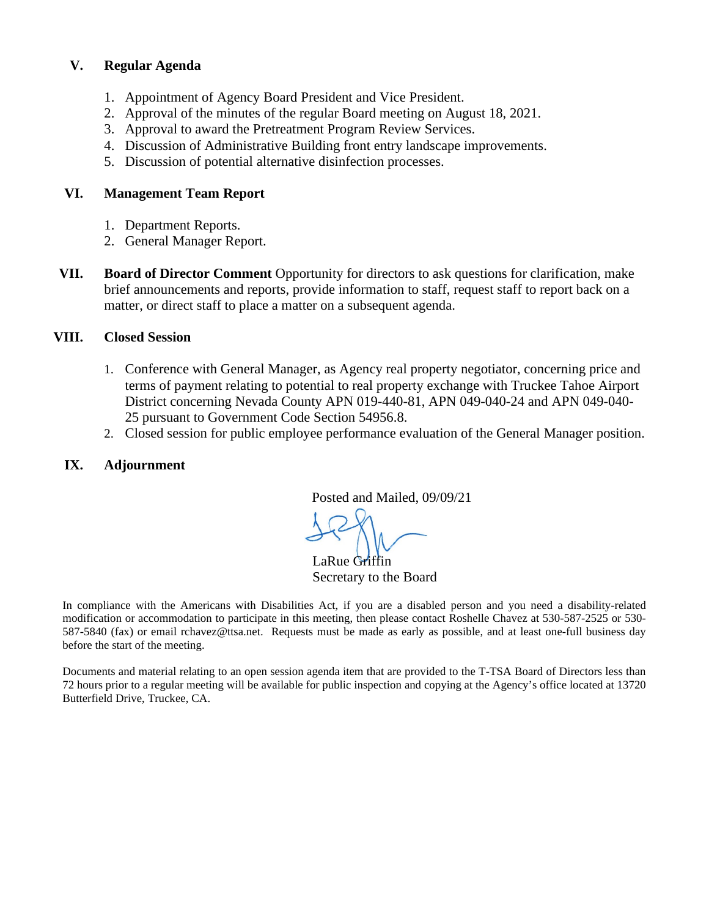## V. Regular Agenda

1. Appointment of Agency Board President and Vice President.
2. Approval of the minutes of the regular Board meeting on August 18, 2021.
3. Approval to award the Pretreatment Program Review Services.
4. Discussion of Administrative Building front entry landscape improvements.
5. Discussion of potential alternative disinfection processes.

## VI. Management Team Report

1. Department Reports.
2. General Manager Report.

## VII. Board of Director Comment

**Board of Director Comment** Opportunity for directors to ask questions for clarification, make brief announcements and reports, provide information to staff, request staff to report back on a matter, or direct staff to place a matter on a subsequent agenda.

## VIII. Closed Session

1. Conference with General Manager, as Agency real property negotiator, concerning price and terms of payment relating to potential to real property exchange with Truckee Tahoe Airport District concerning Nevada County APN 019-440-81, APN 049-040-24 and APN 049-040-25 pursuant to Government Code Section 54956.8.
2. Closed session for public employee performance evaluation of the General Manager position.

## IX. Adjournment

Posted and Mailed, 09/09/21

LaRue Griffin
Secretary to the Board

In compliance with the Americans with Disabilities Act, if you are a disabled person and you need a disability-related modification or accommodation to participate in this meeting, then please contact Roshelle Chavez at 530-587-2525 or 530-587-5840 (fax) or email rchavez@ttsa.net. Requests must be made as early as possible, and at least one-full business day before the start of the meeting.

Documents and material relating to an open session agenda item that are provided to the T-TSA Board of Directors less than 72 hours prior to a regular meeting will be available for public inspection and copying at the Agency's office located at 13720 Butterfield Drive, Truckee, CA.